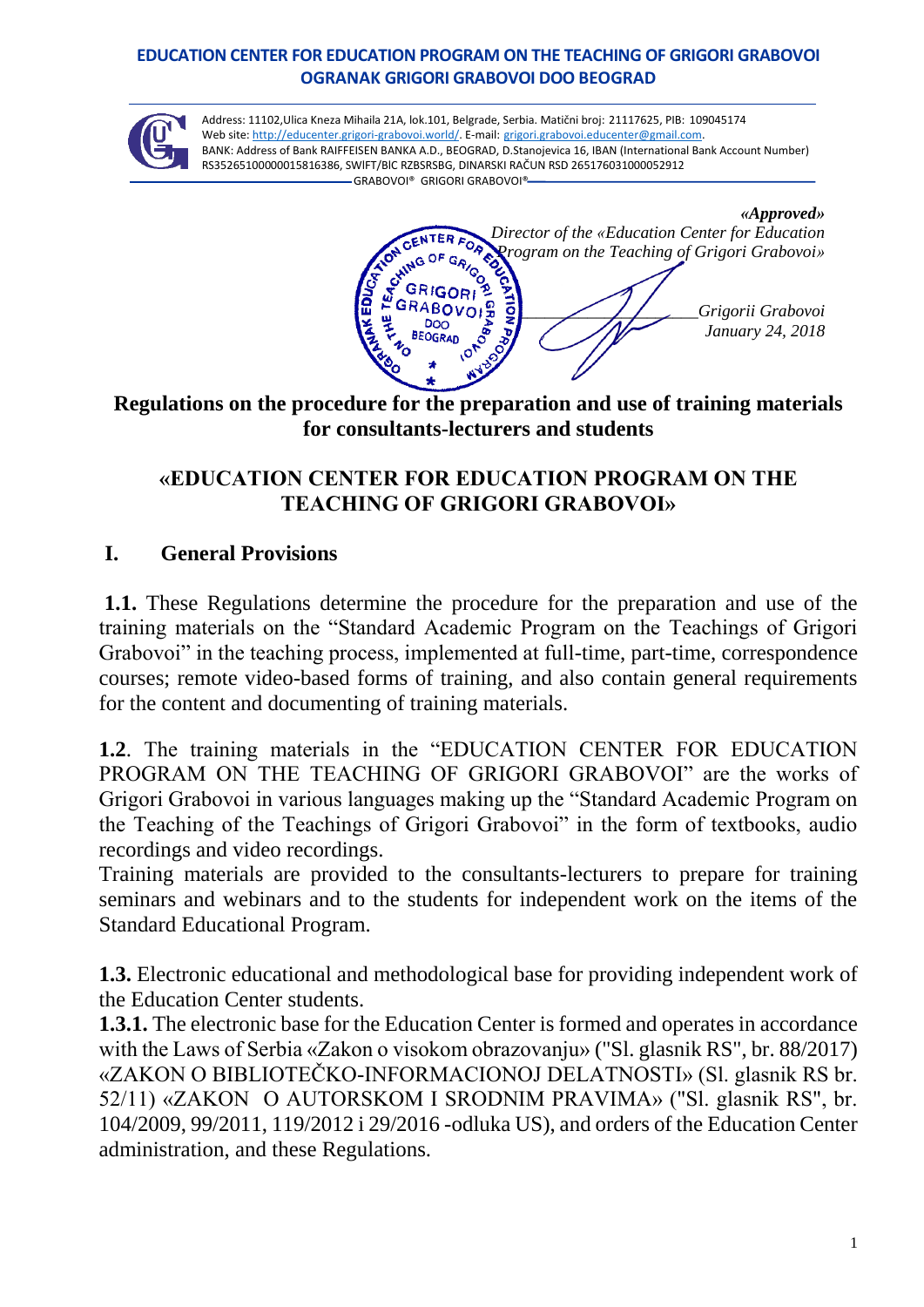**EDUCATION CENTER FOR EDUCATION PROGRAM ON THE TEACHING OF GRIGORI GRABOVOI**
**OGRANAK GRIGORI GRABOVOI DOO BEOGRAD**

Address: 11102,Ulica Kneza Mihaila 21A, lok.101, Belgrade, Serbia. Matični broj: 21117625, PIB: 109045174
Web site: http://educenter.grigori-grabovoi.world/. E-mail: grigori.grabovoi.educenter@gmail.com.
BANK: Address of Bank RAIFFEISEN BANKA A.D., BEOGRAD, D.Stanojevica 16, IBAN (International Bank Account Number) RS35265100000015816386, SWIFT/BIC RZBSRSBG, DINARSKI RAČUN RSD 265176031000052912
GRABOVOI® GRIGORI GRABOVOI®

*«Approved»*
*Director of the «Education Center for Education Program on the Teaching of Grigori Grabovoi»*
*Grigorii Grabovoi*
*January 24, 2018*

## Regulations on the procedure for the preparation and use of training materials for consultants-lecturers and students

## «EDUCATION CENTER FOR EDUCATION PROGRAM ON THE TEACHING OF GRIGORI GRABOVOI»

### I. General Provisions

**1.1.** These Regulations determine the procedure for the preparation and use of the training materials on the "Standard Academic Program on the Teachings of Grigori Grabovoi" in the teaching process, implemented at full-time, part-time, correspondence courses; remote video-based forms of training, and also contain general requirements for the content and documenting of training materials.

**1.2**. The training materials in the "EDUCATION CENTER FOR EDUCATION PROGRAM ON THE TEACHING OF GRIGORI GRABOVOI" are the works of Grigori Grabovoi in various languages making up the "Standard Academic Program on the Teaching of the Teachings of Grigori Grabovoi" in the form of textbooks, audio recordings and video recordings.
Training materials are provided to the consultants-lecturers to prepare for training seminars and webinars and to the students for independent work on the items of the Standard Educational Program.

**1.3.** Electronic educational and methodological base for providing independent work of the Education Center students.
**1.3.1.** The electronic base for the Education Center is formed and operates in accordance with the Laws of Serbia «Zakon o visokom obrazovanju» ("Sl. glasnik RS", br. 88/2017) «ZAKON O BIBLIOTEČKO-INFORMACIONOJ DELATNOSTI» (Sl. glasnik RS br. 52/11) «ZAKON O AUTORSKOM I SRODNIM PRAVIMA» ("Sl. glasnik RS", br. 104/2009, 99/2011, 119/2012 i 29/2016 -odluka US), and orders of the Education Center administration, and these Regulations.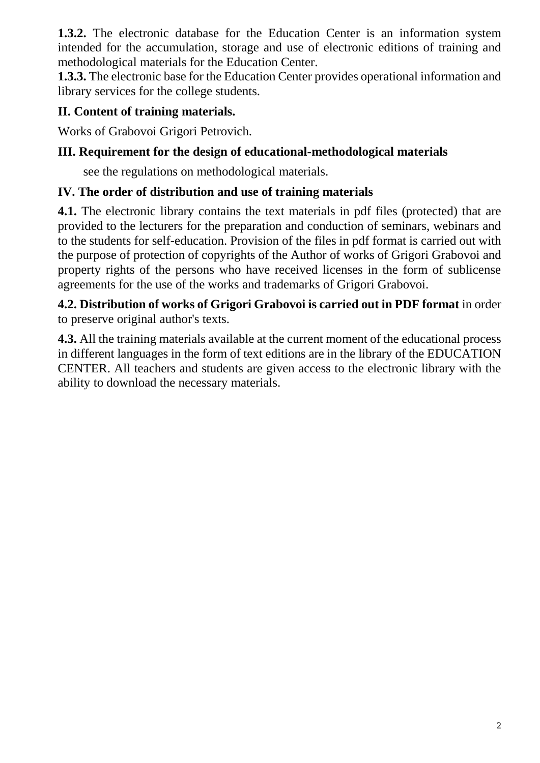**1.3.2.** The electronic database for the Education Center is an information system intended for the accumulation, storage and use of electronic editions of training and methodological materials for the Education Center.

**1.3.3.** The electronic base for the Education Center provides operational information and library services for the college students.

## II. Content of training materials.

Works of Grabovoi Grigori Petrovich.

## III. Requirement for the design of educational-methodological materials

see the regulations on methodological materials.

## IV. The order of distribution and use of training materials

**4.1.** The electronic library contains the text materials in pdf files (protected) that are provided to the lecturers for the preparation and conduction of seminars, webinars and to the students for self-education. Provision of the files in pdf format is carried out with the purpose of protection of copyrights of the Author of works of Grigori Grabovoi and property rights of the persons who have received licenses in the form of sublicense agreements for the use of the works and trademarks of Grigori Grabovoi.

**4.2. Distribution of works of Grigori Grabovoi is carried out in PDF format** in order to preserve original author's texts.

**4.3.** All the training materials available at the current moment of the educational process in different languages in the form of text editions are in the library of the EDUCATION CENTER. All teachers and students are given access to the electronic library with the ability to download the necessary materials.